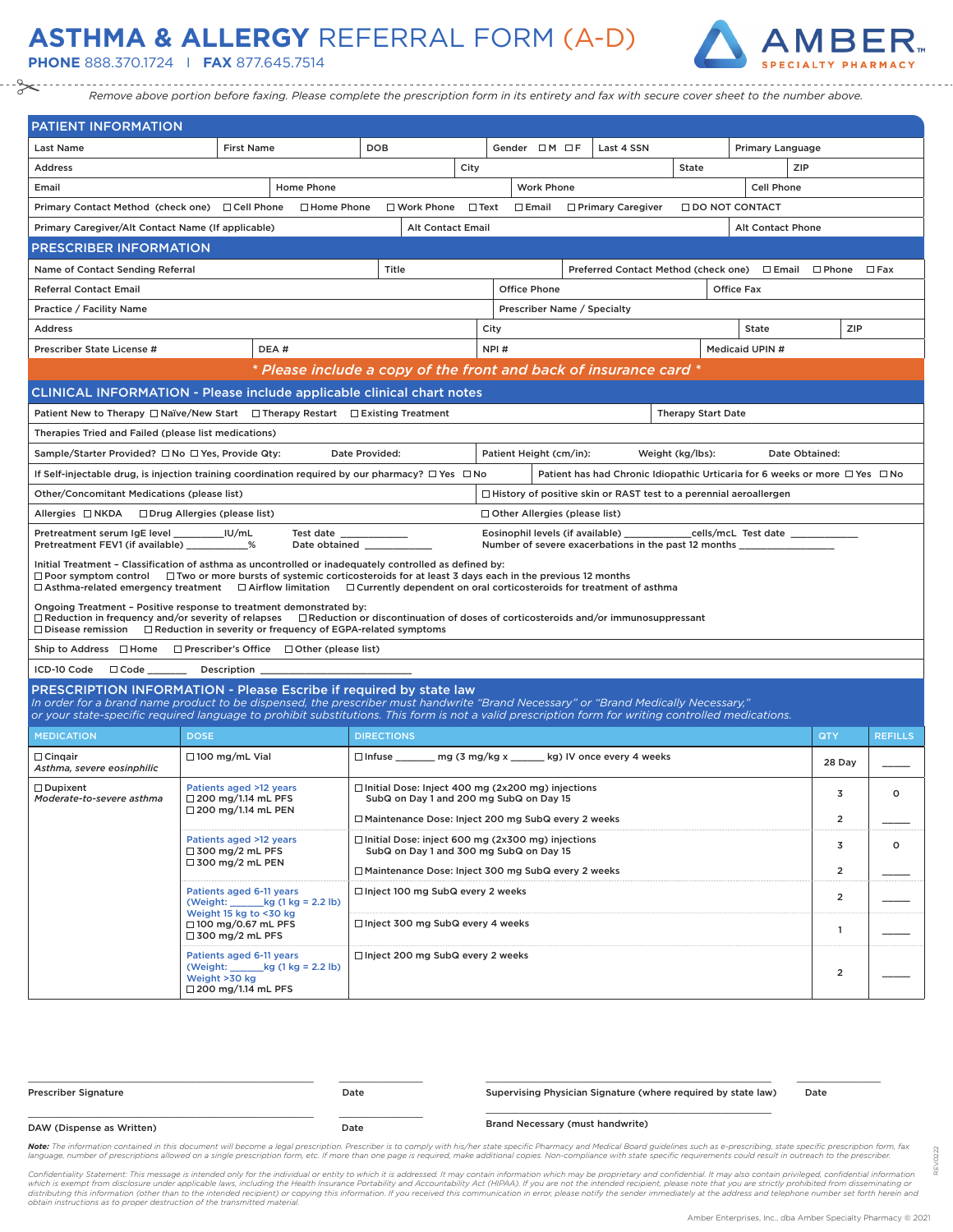# ASTHMA & ALLERGY REFERRAL FORM (A-D)

**PHONE** 888.370.1724 | **FAX** 877.645.7514

AMBER SPECIALTY PHARMACY

*Remove above portion before faxing. Please complete the prescription form in its entirety and fax with secure cover sheet to the number above.*

## PATIENT INFORMATION

Last Name | First Name | DOB | Gender ☐M ☐F | Last 4 SSN | Primary Language

Address | City | State | ZIP

Email | Home Phone | Work Phone | Cell Phone

Primary Contact Method (check one) ☐Cell Phone ☐Home Phone ☐Work Phone ☐Text ☐Email ☐Primary Caregiver ☐DO NOT CONTACT

Primary Caregiver/Alt Contact Name (If applicable) | Alt Contact Email | Alt Contact Phone

## PRESCRIBER INFORMATION

Name of Contact Sending Referral | Title | Preferred Contact Method (check one) ☐Email ☐Phone ☐Fax

Referral Contact Email | Office Phone | Office Fax

Practice / Facility Name | Prescriber Name / Specialty

Address | City | State | ZIP

Prescriber State License # | DEA # | NPI # | Medicaid UPIN #

*\* Please include a copy of the front and back of insurance card \**

## CLINICAL INFORMATION - Please include applicable clinical chart notes

Patient New to Therapy ☐Naïve/New Start ☐Therapy Restart ☐Existing Treatment | Therapy Start Date

Therapies Tried and Failed (please list medications)

Sample/Starter Provided? ☐No ☐Yes, Provide Qty: Date Provided: | Patient Height (cm/in): Weight (kg/lbs): Date Obtained:

If Self-injectable drug, is injection training coordination required by our pharmacy? ☐Yes ☐No | Patient has had Chronic Idiopathic Urticaria for 6 weeks or more ☐Yes ☐No

Other/Concomitant Medications (please list) | ☐History of positive skin or RAST test to a perennial aeroallergen

Allergies ☐NKDA ☐Drug Allergies (please list) | ☐Other Allergies (please list)

Pretreatment serum IgE level _________IU/mL Test date _____________
Pretreatment FEV1 (if available) ____________% Date obtained _____________

Eosinophil levels (if available) ____________cells/mcL Test date ____________
Number of severe exacerbations in the past 12 months _______________

Initial Treatment – Classification of asthma as uncontrolled or inadequately controlled as defined by:
☐Poor symptom control ☐Two or more bursts of systemic corticosteroids for at least 3 days each in the previous 12 months
☐Asthma-related emergency treatment ☐Airflow limitation ☐Currently dependent on oral corticosteroids for treatment of asthma

Ongoing Treatment – Positive response to treatment demonstrated by:
☐Reduction in frequency and/or severity of relapses ☐Reduction or discontinuation of doses of corticosteroids and/or immunosuppressant
☐Disease remission ☐Reduction in severity or frequency of EGPA-related symptoms

Ship to Address ☐Home ☐Prescriber's Office ☐Other (please list)

ICD-10 Code ☐Code _______ Description ____________________

## PRESCRIPTION INFORMATION - Please Escribe if required by state law

*In order for a brand name product to be dispensed, the prescriber must handwrite "Brand Necessary" or "Brand Medically Necessary," or your state-specific required language to prohibit substitutions. This form is not a valid prescription form for writing controlled medications.*

| MEDICATION | DOSE | DIRECTIONS | QTY | REFILLS |
|---|---|---|---|---|
| ☐Cinqair *Asthma, severe eosinphilic* | ☐100 mg/mL Vial | ☐Infuse _______ mg (3 mg/kg x ______ kg) IV once every 4 weeks | 28 Day | _____ |
| ☐Dupixent *Moderate-to-severe asthma* | Patients aged >12 years ☐200 mg/1.14 mL PFS ☐200 mg/1.14 mL PEN | ☐Initial Dose: Inject 400 mg (2x200 mg) injections SubQ on Day 1 and 200 mg SubQ on Day 15 | 3 | 0 |
| | | ☐Maintenance Dose: Inject 200 mg SubQ every 2 weeks | 2 | _____ |
| | Patients aged >12 years ☐300 mg/2 mL PFS ☐300 mg/2 mL PEN | ☐Initial Dose: inject 600 mg (2x300 mg) injections SubQ on Day 1 and 300 mg SubQ on Day 15 | 3 | 0 |
| | | ☐Maintenance Dose: Inject 300 mg SubQ every 2 weeks | 2 | _____ |
| | Patients aged 6-11 years (Weight: ______kg (1 kg = 2.2 lb) Weight 15 kg to <30 kg ☐100 mg/0.67 mL PFS ☐300 mg/2 mL PFS | ☐Inject 100 mg SubQ every 2 weeks | 2 | _____ |
| | | ☐Inject 300 mg SubQ every 4 weeks | 1 | _____ |
| | Patients aged 6-11 years (Weight: ______kg (1 kg = 2.2 lb) Weight >30 kg ☐200 mg/1.14 mL PFS | ☐Inject 200 mg SubQ every 2 weeks | 2 | _____ |

Prescriber Signature ____________ Date ________ Supervising Physician Signature (where required by state law) ____________ Date ________

DAW (Dispense as Written) ____________ Date ________ Brand Necessary (must handwrite) ____________

***Note:*** *The information contained in this document will become a legal prescription. Prescriber is to comply with his/her state specific Pharmacy and Medical Board guidelines such as e-prescribing, state specific prescription form, fax language, number of prescriptions allowed on a single prescription form, etc. If more than one page is required, make additional copies. Non-compliance with state specific requirements could result in outreach to the prescriber.*

*Confidentiality Statement: This message is intended only for the individual or entity to which it is addressed. It may contain information which may be proprietary and confidential. It may also contain privileged, confidential information which is exempt from disclosure under applicable laws, including the Health Insurance Portability and Accountability Act (HIPAA). If you are not the intended recipient, please note that you are strictly prohibited from disseminating or distributing this information (other than to the intended recipient) or copying this information. If you received this communication in error, please notify the sender immediately at the address and telephone number set forth herein and obtain instructions as to proper destruction of the transmitted material.*

REV0222

Amber Enterprises, Inc., dba Amber Specialty Pharmacy © 2021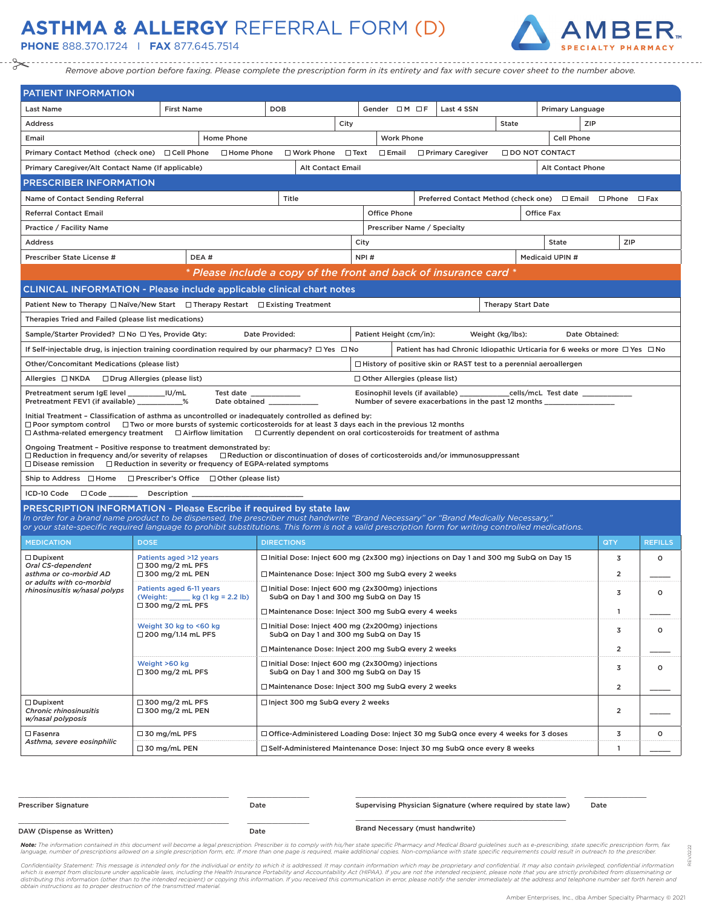# ASTHMA & ALLERGY REFERRAL FORM (D)

**PHONE** 888.370.1724 | **FAX** 877.645.7514

AMBER SPECIALTY PHARMACY

*Remove above portion before faxing. Please complete the prescription form in its entirety and fax with secure cover sheet to the number above.*

## PATIENT INFORMATION

| Last Name | First Name | DOB | Gender ☐M ☐F | Last 4 SSN | Primary Language |
|---|---|---|---|---|---|

| Address | City | State | ZIP |
|---|---|---|---|

| Email | Home Phone | Work Phone | Cell Phone |
|---|---|---|---|

Primary Contact Method (check one) ☐Cell Phone ☐Home Phone ☐Work Phone ☐Text ☐Email ☐Primary Caregiver ☐DO NOT CONTACT

| Primary Caregiver/Alt Contact Name (If applicable) | Alt Contact Email | Alt Contact Phone |
|---|---|---|

## PRESCRIBER INFORMATION

| Name of Contact Sending Referral | Title | Preferred Contact Method (check one) ☐Email ☐Phone ☐Fax |
|---|---|---|

| Referral Contact Email | Office Phone | Office Fax |
|---|---|---|

| Practice / Facility Name | Prescriber Name / Specialty |
|---|---|

| Address | City | State | ZIP |
|---|---|---|---|

| Prescriber State License # | DEA # | NPI # | Medicaid UPIN # |
|---|---|---|---|

*** Please include a copy of the front and back of insurance card ***

## CLINICAL INFORMATION - Please include applicable clinical chart notes

Patient New to Therapy ☐Naïve/New Start ☐Therapy Restart ☐Existing Treatment | Therapy Start Date

Therapies Tried and Failed (please list medications)

Sample/Starter Provided? ☐No ☐Yes, Provide Qty: Date Provided: | Patient Height (cm/in): Weight (kg/lbs): Date Obtained:

If Self-injectable drug, is injection training coordination required by our pharmacy? ☐Yes ☐No | Patient has had Chronic Idiopathic Urticaria for 6 weeks or more ☐Yes ☐No

Other/Concomitant Medications (please list) | ☐History of positive skin or RAST test to a perennial aeroallergen

Allergies ☐NKDA ☐Drug Allergies (please list) | ☐Other Allergies (please list)

Pretreatment serum IgE level _________IU/mL Test date ____________
Pretreatment FEV1 (if available) ___________% Date obtained ____________
Eosinophil levels (if available) ___________cells/mcL Test date ___________
Number of severe exacerbations in the past 12 months ________________

Initial Treatment – Classification of asthma as uncontrolled or inadequately controlled as defined by:
☐Poor symptom control ☐Two or more bursts of systemic corticosteroids for at least 3 days each in the previous 12 months
☐Asthma-related emergency treatment ☐Airflow limitation ☐Currently dependent on oral corticosteroids for treatment of asthma

Ongoing Treatment – Positive response to treatment demonstrated by:
☐Reduction in frequency and/or severity of relapses ☐Reduction or discontinuation of doses of corticosteroids and/or immunosuppressant
☐Disease remission ☐Reduction in severity or frequency of EGPA-related symptoms

Ship to Address ☐Home ☐Prescriber's Office ☐Other (please list)

ICD-10 Code ☐Code _______ Description ____________________

## PRESCRIPTION INFORMATION - Please Escribe if required by state law

*In order for a brand name product to be dispensed, the prescriber must handwrite "Brand Necessary" or "Brand Medically Necessary," or your state-specific required language to prohibit substitutions. This form is not a valid prescription form for writing controlled medications.*

| MEDICATION | DOSE | DIRECTIONS | QTY | REFILLS |
|---|---|---|---|---|
| ☐Dupixent *Oral CS-dependent asthma or co-morbid AD or adults with co-morbid rhinosinusitis w/nasal polyps* | Patients aged >12 years ☐300 mg/2 mL PFS ☐300 mg/2 mL PEN | ☐Initial Dose: Inject 600 mg (2x300 mg) injections on Day 1 and 300 mg SubQ on Day 15 | 3 | 0 |
| | | ☐Maintenance Dose: Inject 300 mg SubQ every 2 weeks | 2 | _____ |
| | Patients aged 6-11 years (Weight: _____ kg (1 kg = 2.2 lb) ☐300 mg/2 mL PFS | ☐Initial Dose: Inject 600 mg (2x300mg) injections SubQ on Day 1 and 300 mg SubQ on Day 15 | 3 | 0 |
| | | ☐Maintenance Dose: Inject 300 mg SubQ every 4 weeks | 1 | _____ |
| | Weight 30 kg to <60 kg ☐200 mg/1.14 mL PFS | ☐Initial Dose: Inject 400 mg (2x200mg) injections SubQ on Day 1 and 300 mg SubQ on Day 15 | 3 | 0 |
| | | ☐Maintenance Dose: Inject 200 mg SubQ every 2 weeks | 2 | _____ |
| | Weight >60 kg ☐300 mg/2 mL PFS | ☐Initial Dose: Inject 600 mg (2x300mg) injections SubQ on Day 1 and 300 mg SubQ on Day 15 | 3 | 0 |
| | | ☐Maintenance Dose: Inject 300 mg SubQ every 2 weeks | 2 | _____ |
| ☐Dupixent *Chronic rhinosinusitis w/nasal polyposis* | ☐300 mg/2 mL PFS ☐300 mg/2 mL PEN | ☐Inject 300 mg SubQ every 2 weeks | 2 | _____ |
| ☐Fasenra *Asthma, severe eosinophilic* | ☐30 mg/mL PFS | ☐Office-Administered Loading Dose: Inject 30 mg SubQ once every 4 weeks for 3 doses | 3 | 0 |
| | ☐30 mg/mL PEN | ☐Self-Administered Maintenance Dose: Inject 30 mg SubQ once every 8 weeks | 1 | _____ |

Prescriber Signature ____________________ Date __________

Supervising Physician Signature (where required by state law) ____________________ Date __________

DAW (Dispense as Written) ____________________ Date __________

Brand Necessary (must handwrite) ____________________

***Note:*** *The information contained in this document will become a legal prescription. Prescriber is to comply with his/her state specific Pharmacy and Medical Board guidelines such as e-prescribing, state specific prescription form, fax language, number of prescriptions allowed on a single prescription form, etc. If more than one page is required, make additional copies. Non-compliance with state specific requirements could result in outreach to the prescriber.*

*Confidentiality Statement: This message is intended only for the individual or entity to which it is addressed. It may contain information which may be proprietary and confidential. It may also contain privileged, confidential information which is exempt from disclosure under applicable laws, including the Health Insurance Portability and Accountability Act (HIPAA). If you are not the intended recipient, please note that you are strictly prohibited from disseminating or distributing this information (other than to the intended recipient) or copying this information. If you received this communication in error, please notify the sender immediately at the address and telephone number set forth herein and obtain instructions as to proper destruction of the transmitted material.*

REX0222

Amber Enterprises, Inc., dba Amber Specialty Pharmacy © 2021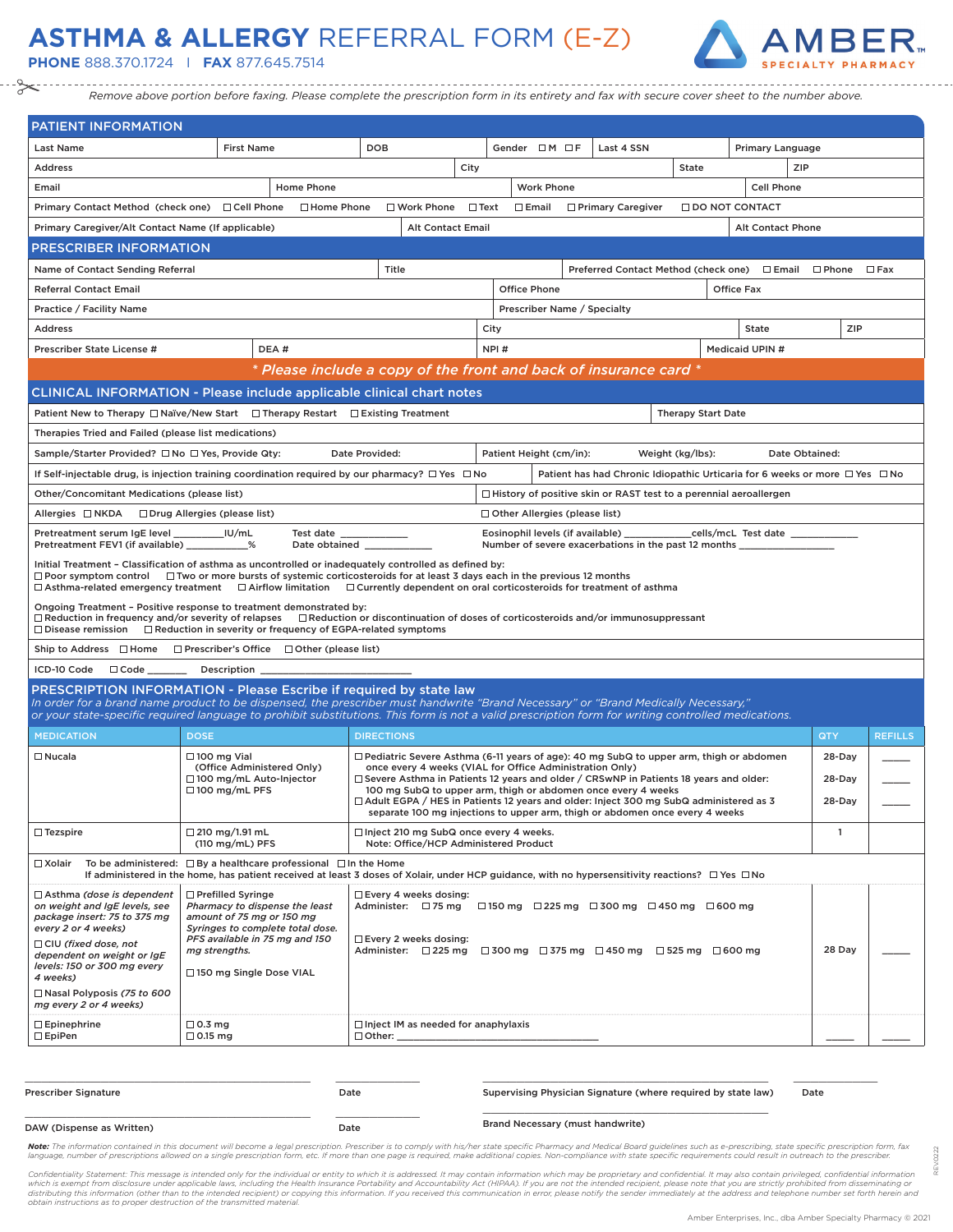# ASTHMA & ALLERGY REFERRAL FORM (E-Z)

**PHONE** 888.370.1724 | **FAX** 877.645.7514

AMBER SPECIALTY PHARMACY

*Remove above portion before faxing. Please complete the prescription form in its entirety and fax with secure cover sheet to the number above.*

## PATIENT INFORMATION

| | | | | | |
|---|---|---|---|---|---|
| Last Name | First Name | DOB | Gender ☐M ☐F | Last 4 SSN | Primary Language |
| Address | | City | | State | ZIP |
| Email | Home Phone | | Work Phone | | Cell Phone |

Primary Contact Method (check one) ☐Cell Phone ☐Home Phone ☐Work Phone ☐Text ☐Email ☐Primary Caregiver ☐DO NOT CONTACT

| | | |
|---|---|---|
| Primary Caregiver/Alt Contact Name (If applicable) | Alt Contact Email | Alt Contact Phone |

## PRESCRIBER INFORMATION

| | | | |
|---|---|---|---|
| Name of Contact Sending Referral | Title | Preferred Contact Method (check one) ☐Email ☐Phone ☐Fax | |
| Referral Contact Email | | Office Phone | Office Fax |
| Practice / Facility Name | | Prescriber Name / Specialty | |
| Address | City | State | ZIP |
| Prescriber State License # | DEA # | NPI # | Medicaid UPIN # |

*** Please include a copy of the front and back of insurance card ***

## CLINICAL INFORMATION - Please include applicable clinical chart notes

Patient New to Therapy ☐Naïve/New Start ☐Therapy Restart ☐Existing Treatment | Therapy Start Date

Therapies Tried and Failed (please list medications)

Sample/Starter Provided? ☐No ☐Yes, Provide Qty: Date Provided: | Patient Height (cm/in): Weight (kg/lbs): Date Obtained:

If Self-injectable drug, is injection training coordination required by our pharmacy? ☐Yes ☐No | Patient has had Chronic Idiopathic Urticaria for 6 weeks or more ☐Yes ☐No

Other/Concomitant Medications (please list) | ☐History of positive skin or RAST test to a perennial aeroallergen

Allergies ☐NKDA ☐Drug Allergies (please list) | ☐Other Allergies (please list)

Pretreatment serum IgE level _________IU/mL Test date ____________
Pretreatment FEV1 (if available) ____________% Date obtained ____________
Eosinophil levels (if available) ____________cells/mcL Test date ____________
Number of severe exacerbations in the past 12 months ________________

Initial Treatment – Classification of asthma as uncontrolled or inadequately controlled as defined by:
☐Poor symptom control ☐Two or more bursts of systemic corticosteroids for at least 3 days each in the previous 12 months
☐Asthma-related emergency treatment ☐Airflow limitation ☐Currently dependent on oral corticosteroids for treatment of asthma

Ongoing Treatment – Positive response to treatment demonstrated by:
☐Reduction in frequency and/or severity of relapses ☐Reduction or discontinuation of doses of corticosteroids and/or immunosuppressant
☐Disease remission ☐Reduction in severity or frequency of EGPA-related symptoms

Ship to Address ☐Home ☐Prescriber's Office ☐Other (please list)

ICD-10 Code ☐Code _______ Description ____________________

## PRESCRIPTION INFORMATION - Please Escribe if required by state law

*In order for a brand name product to be dispensed, the prescriber must handwrite "Brand Necessary" or "Brand Medically Necessary," or your state-specific required language to prohibit substitutions. This form is not a valid prescription form for writing controlled medications.*

| MEDICATION | DOSE | DIRECTIONS | QTY | REFILLS |
|---|---|---|---|---|
| ☐Nucala | ☐100 mg Vial (Office Administered Only)<br>☐100 mg/mL Auto-Injector<br>☐100 mg/mL PFS | ☐Pediatric Severe Asthma (6-11 years of age): 40 mg SubQ to upper arm, thigh or abdomen once every 4 weeks (VIAL for Office Administration Only)<br>☐Severe Asthma in Patients 12 years and older / CRSwNP in Patients 18 years and older: 100 mg SubQ to upper arm, thigh or abdomen once every 4 weeks<br>☐Adult EGPA / HES in Patients 12 years and older: Inject 300 mg SubQ administered as 3 separate 100 mg injections to upper arm, thigh or abdomen once every 4 weeks | 28-Day<br>28-Day<br>28-Day | _____<br>_____<br>_____ |
| ☐Tezspire | ☐210 mg/1.91 mL (110 mg/mL) PFS | ☐Inject 210 mg SubQ once every 4 weeks. Note: Office/HCP Administered Product | 1 | |
| ☐Xolair To be administered: ☐By a healthcare professional ☐In the Home<br>If administered in the home, has patient received at least 3 doses of Xolair, under HCP guidance, with no hypersensitivity reactions? ☐Yes ☐No | | | | |
| ☐Asthma *(dose is dependent on weight and IgE levels, see package insert: 75 to 375 mg every 2 or 4 weeks)*<br>☐CIU *(fixed dose, not dependent on weight or IgE levels: 150 or 300 mg every 4 weeks)*<br>☐Nasal Polyposis *(75 to 600 mg every 2 or 4 weeks)* | ☐Prefilled Syringe *Pharmacy to dispense the least amount of 75 mg or 150 mg Syringes to complete total dose. PFS available in 75 mg and 150 mg strengths.*<br>☐150 mg Single Dose VIAL | ☐Every 4 weeks dosing: Administer: ☐75 mg ☐150 mg ☐225 mg ☐300 mg ☐450 mg ☐600 mg<br>☐Every 2 weeks dosing: Administer: ☐225 mg ☐300 mg ☐375 mg ☐450 mg ☐525 mg ☐600 mg | 28 Day | _____ |
| ☐Epinephrine<br>☐EpiPen | ☐0.3 mg<br>☐0.15 mg | ☐Inject IM as needed for anaphylaxis<br>☐Other: ______________________ | _____ | _____ |

_____________________________ Prescriber Signature ___________ Date
_____________________________ Supervising Physician Signature (where required by state law) ___________ Date
_____________________________ DAW (Dispense as Written) ___________ Date
_____________________________ Brand Necessary (must handwrite)

***Note:*** *The information contained in this document will become a legal prescription. Prescriber is to comply with his/her state specific Pharmacy and Medical Board guidelines such as e-prescribing, state specific prescription form, fax language, number of prescriptions allowed on a single prescription form, etc. If more than one page is required, make additional copies. Non-compliance with state specific requirements could result in outreach to the prescriber.*

*Confidentiality Statement: This message is intended only for the individual or entity to which it is addressed. It may contain information which may be proprietary and confidential. It may also contain privileged, confidential information which is exempt from disclosure under applicable laws, including the Health Insurance Portability and Accountability Act (HIPAA). If you are not the intended recipient, please note that you are strictly prohibited from disseminating or distributing this information (other than to the intended recipient) or copying this information. If you received this communication in error, please notify the sender immediately at the address and telephone number set forth herein and obtain instructions as to proper destruction of the transmitted material.*

REV0222

Amber Enterprises, Inc., dba Amber Specialty Pharmacy © 2021